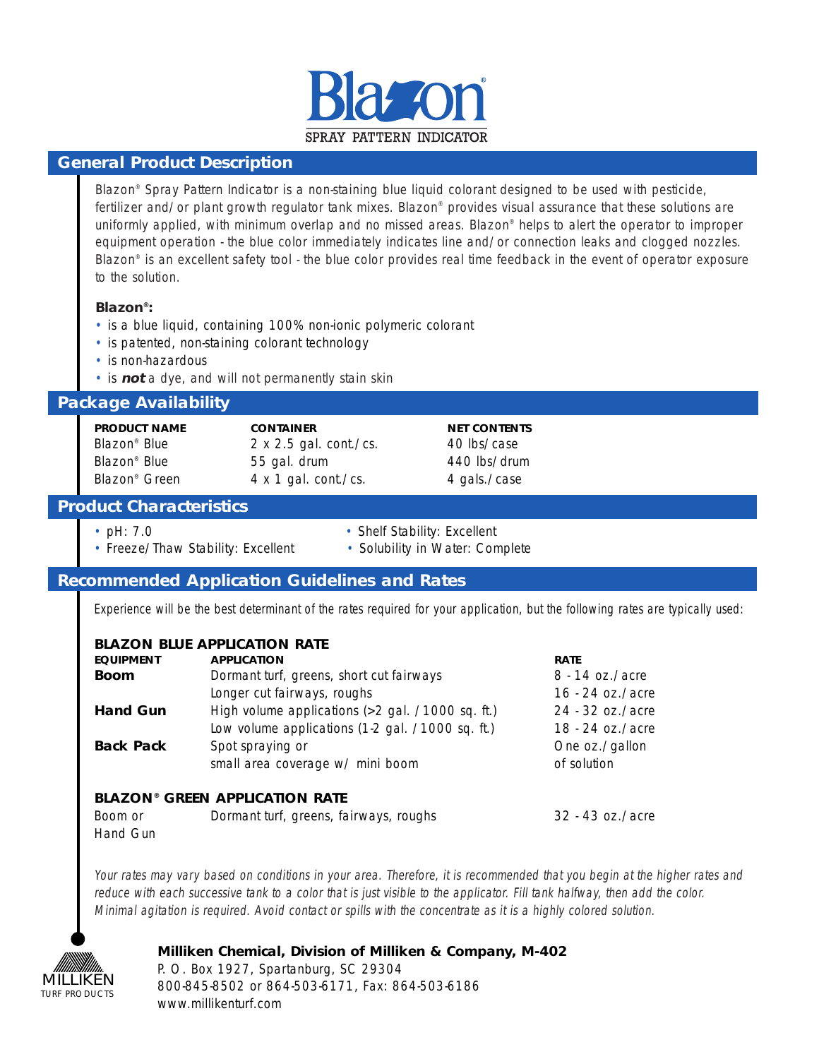# Blazon®

SPRAY PATTERN INDICATOR

## General Product Description

Blazon® Spray Pattern Indicator is a non-staining blue liquid colorant designed to be used with pesticide, fertilizer and/or plant growth regulator tank mixes. Blazon® provides visual assurance that these solutions are uniformly applied, with minimum overlap and no missed areas. Blazon® helps to alert the operator to improper equipment operation - the blue color immediately indicates line and/or connection leaks and clogged nozzles. Blazon® is an excellent safety tool - the blue color provides real time feedback in the event of operator exposure to the solution.

**Blazon®:**

- is a blue liquid, containing 100% non-ionic polymeric colorant
- is patented, non-staining colorant technology
- is non-hazardous
- is ***not*** a dye, and will not permanently stain skin

## Package Availability

| PRODUCT NAME | CONTAINER | NET CONTENTS |
|---|---|---|
| Blazon® Blue | 2 x 2.5 gal. cont./cs. | 40 lbs/case |
| Blazon® Blue | 55 gal. drum | 440 lbs/drum |
| Blazon® Green | 4 x 1 gal. cont./cs. | 4 gals./case |

## Product Characteristics

- pH: 7.0
- Freeze/Thaw Stability: Excellent
- Shelf Stability: Excellent
- Solubility in Water: Complete

## Recommended Application Guidelines and Rates

*Experience will be the best determinant of the rates required for your application, but the following rates are typically used:*

**BLAZON BLUE APPLICATION RATE**

| EQUIPMENT | APPLICATION | RATE |
|---|---|---|
| **Boom** | Dormant turf, greens, short cut fairways | 8 - 14 oz./acre |
| | Longer cut fairways, roughs | 16 - 24 oz./acre |
| **Hand Gun** | High volume applications (>2 gal. / 1000 sq. ft.) | 24 - 32 oz./acre |
| | Low volume applications (1-2 gal. / 1000 sq. ft.) | 18 - 24 oz./acre |
| **Back Pack** | Spot spraying or small area coverage w/ mini boom | One oz./gallon of solution |

**BLAZON® GREEN APPLICATION RATE**

| EQUIPMENT | APPLICATION | RATE |
|---|---|---|
| Boom or Hand Gun | Dormant turf, greens, fairways, roughs | 32 - 43 oz./acre |

*Your rates may vary based on conditions in your area. Therefore, it is recommended that you begin at the higher rates and reduce with each successive tank to a color that is just visible to the applicator. Fill tank halfway, then add the color. Minimal agitation is required. Avoid contact or spills with the concentrate as it is a highly colored solution.*

MILLIKEN TURF PRODUCTS

**Milliken Chemical, Division of Milliken & Company, M-402**
P. O. Box 1927, Spartanburg, SC 29304
800-845-8502 or 864-503-6171, Fax: 864-503-6186
www.millikenturf.com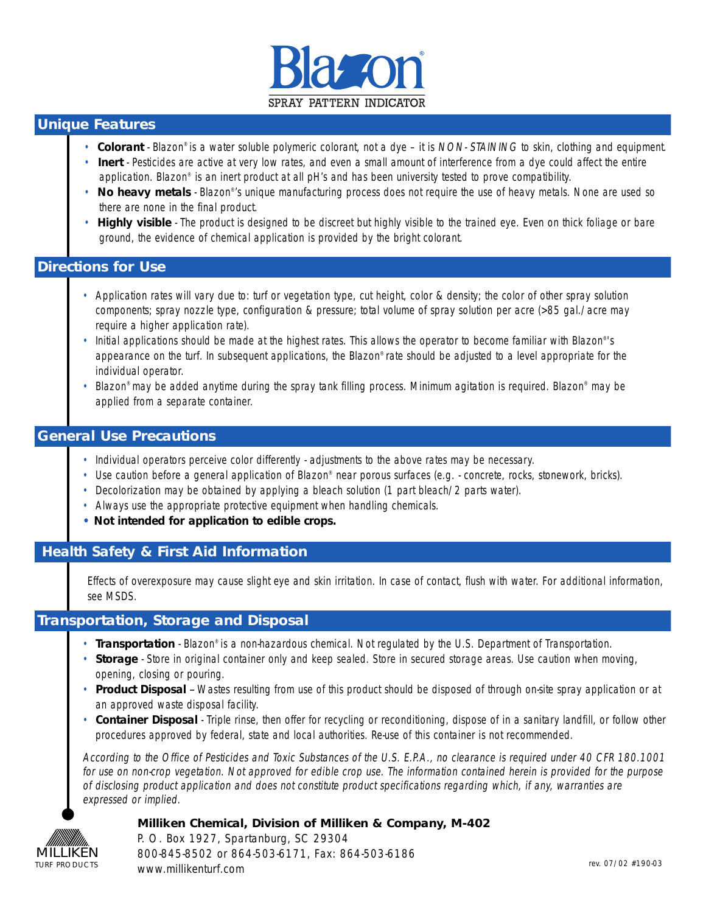# Blazon®

SPRAY PATTERN INDICATOR

## Unique Features

- **Colorant** - Blazon® is a water soluble polymeric colorant, not a dye – it is *NON-STAINING* to skin, clothing and equipment.
- **Inert** - Pesticides are active at very low rates, and even a small amount of interference from a dye could affect the entire application. Blazon® is an inert product at all pH's and has been university tested to prove compatibility.
- **No heavy metals** - Blazon®'s unique manufacturing process does not require the use of heavy metals. None are used so there are none in the final product.
- **Highly visible** - The product is designed to be discreet but highly visible to the trained eye. Even on thick foliage or bare ground, the evidence of chemical application is provided by the bright colorant.

## Directions for Use

- Application rates will vary due to: turf or vegetation type, cut height, color & density; the color of other spray solution components; spray nozzle type, configuration & pressure; total volume of spray solution per acre (>85 gal./acre may require a higher application rate).
- Initial applications should be made at the highest rates. This allows the operator to become familiar with Blazon®'s appearance on the turf. In subsequent applications, the Blazon® rate should be adjusted to a level appropriate for the individual operator.
- Blazon® may be added anytime during the spray tank filling process. Minimum agitation is required. Blazon® may be applied from a separate container.

## General Use Precautions

- Individual operators perceive color differently - adjustments to the above rates may be necessary.
- Use caution before a general application of Blazon® near porous surfaces (e.g. - concrete, rocks, stonework, bricks).
- Decolorization may be obtained by applying a bleach solution (1 part bleach/2 parts water).
- Always use the appropriate protective equipment when handling chemicals.
- **Not intended for application to edible crops.**

## Health Safety & First Aid Information

Effects of overexposure may cause slight eye and skin irritation. In case of contact, flush with water. For additional information, see MSDS.

## Transportation, Storage and Disposal

- **Transportation** - Blazon® is a non-hazardous chemical. Not regulated by the U.S. Department of Transportation.
- **Storage** - Store in original container only and keep sealed. Store in secured storage areas. Use caution when moving, opening, closing or pouring.
- **Product Disposal** – Wastes resulting from use of this product should be disposed of through on-site spray application or at an approved waste disposal facility.
- **Container Disposal** - Triple rinse, then offer for recycling or reconditioning, dispose of in a sanitary landfill, or follow other procedures approved by federal, state and local authorities. Re-use of this container is not recommended.

*According to the Office of Pesticides and Toxic Substances of the U.S. E.P.A., no clearance is required under 40 CFR 180.1001 for use on non-crop vegetation. Not approved for edible crop use. The information contained herein is provided for the purpose of disclosing product application and does not constitute product specifications regarding which, if any, warranties are expressed or implied.*

MILLIKEN
TURF PRODUCTS

**Milliken Chemical, Division of Milliken & Company, M-402**
P. O. Box 1927, Spartanburg, SC 29304
800-845-8502 or 864-503-6171, Fax: 864-503-6186
www.millikenturf.com

rev. 07/02 #190-03